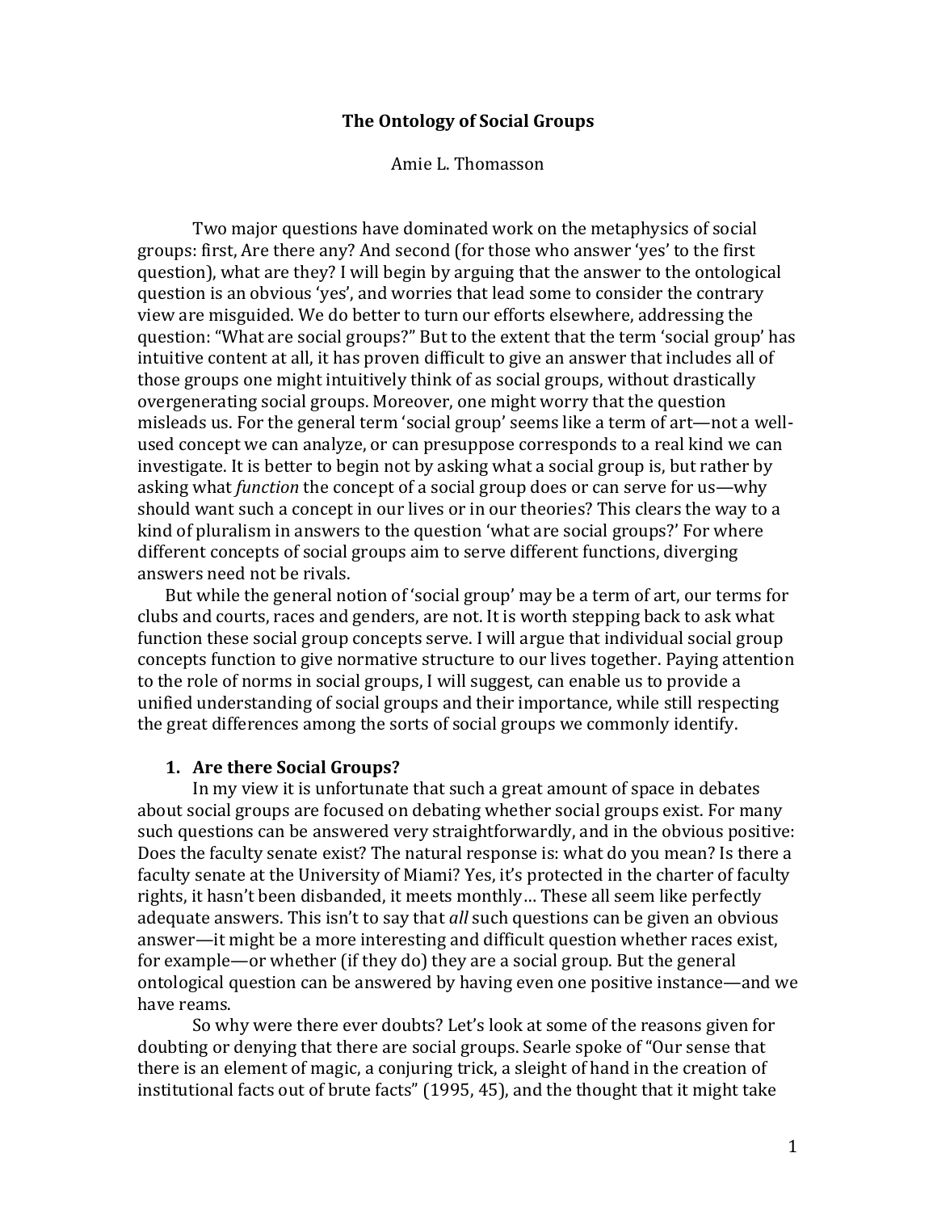**The Ontology of Social Groups**

Amie L. Thomasson

Two major questions have dominated work on the metaphysics of social groups: first, Are there any? And second (for those who answer 'yes' to the first question), what are they? I will begin by arguing that the answer to the ontological question is an obvious 'yes', and worries that lead some to consider the contrary view are misguided. We do better to turn our efforts elsewhere, addressing the question: "What are social groups?" But to the extent that the term 'social group' has intuitive content at all, it has proven difficult to give an answer that includes all of those groups one might intuitively think of as social groups, without drastically overgenerating social groups. Moreover, one might worry that the question misleads us. For the general term 'social group' seems like a term of art—not a well-used concept we can analyze, or can presuppose corresponds to a real kind we can investigate. It is better to begin not by asking what a social group is, but rather by asking what *function* the concept of a social group does or can serve for us—why should want such a concept in our lives or in our theories? This clears the way to a kind of pluralism in answers to the question 'what are social groups?' For where different concepts of social groups aim to serve different functions, diverging answers need not be rivals.

But while the general notion of 'social group' may be a term of art, our terms for clubs and courts, races and genders, are not. It is worth stepping back to ask what function these social group concepts serve. I will argue that individual social group concepts function to give normative structure to our lives together. Paying attention to the role of norms in social groups, I will suggest, can enable us to provide a unified understanding of social groups and their importance, while still respecting the great differences among the sorts of social groups we commonly identify.

## 1. Are there Social Groups?

In my view it is unfortunate that such a great amount of space in debates about social groups are focused on debating whether social groups exist. For many such questions can be answered very straightforwardly, and in the obvious positive: Does the faculty senate exist? The natural response is: what do you mean? Is there a faculty senate at the University of Miami? Yes, it's protected in the charter of faculty rights, it hasn't been disbanded, it meets monthly… These all seem like perfectly adequate answers. This isn't to say that *all* such questions can be given an obvious answer—it might be a more interesting and difficult question whether races exist, for example—or whether (if they do) they are a social group. But the general ontological question can be answered by having even one positive instance—and we have reams.

So why were there ever doubts? Let's look at some of the reasons given for doubting or denying that there are social groups. Searle spoke of "Our sense that there is an element of magic, a conjuring trick, a sleight of hand in the creation of institutional facts out of brute facts" (1995, 45), and the thought that it might take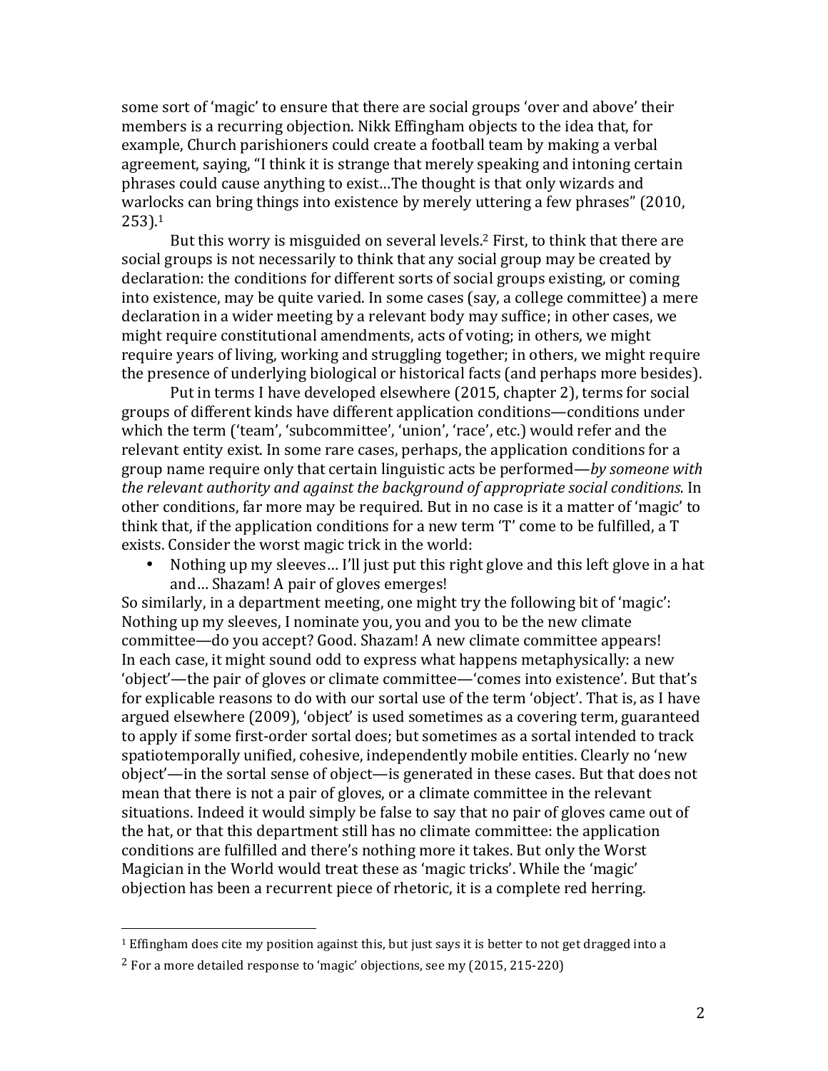some sort of 'magic' to ensure that there are social groups 'over and above' their members is a recurring objection. Nikk Effingham objects to the idea that, for example, Church parishioners could create a football team by making a verbal agreement, saying, "I think it is strange that merely speaking and intoning certain phrases could cause anything to exist…The thought is that only wizards and warlocks can bring things into existence by merely uttering a few phrases" (2010, 253).[1]

But this worry is misguided on several levels.[2] First, to think that there are social groups is not necessarily to think that any social group may be created by declaration: the conditions for different sorts of social groups existing, or coming into existence, may be quite varied. In some cases (say, a college committee) a mere declaration in a wider meeting by a relevant body may suffice; in other cases, we might require constitutional amendments, acts of voting; in others, we might require years of living, working and struggling together; in others, we might require the presence of underlying biological or historical facts (and perhaps more besides).

Put in terms I have developed elsewhere (2015, chapter 2), terms for social groups of different kinds have different application conditions—conditions under which the term ('team', 'subcommittee', 'union', 'race', etc.) would refer and the relevant entity exist. In some rare cases, perhaps, the application conditions for a group name require only that certain linguistic acts be performed—*by someone with the relevant authority and against the background of appropriate social conditions.* In other conditions, far more may be required. But in no case is it a matter of 'magic' to think that, if the application conditions for a new term 'T' come to be fulfilled, a T exists. Consider the worst magic trick in the world:

- Nothing up my sleeves… I'll just put this right glove and this left glove in a hat and… Shazam! A pair of gloves emerges!

So similarly, in a department meeting, one might try the following bit of 'magic': Nothing up my sleeves, I nominate you, you and you to be the new climate committee—do you accept? Good. Shazam! A new climate committee appears! In each case, it might sound odd to express what happens metaphysically: a new 'object'—the pair of gloves or climate committee—'comes into existence'. But that's for explicable reasons to do with our sortal use of the term 'object'. That is, as I have argued elsewhere (2009), 'object' is used sometimes as a covering term, guaranteed to apply if some first-order sortal does; but sometimes as a sortal intended to track spatiotemporally unified, cohesive, independently mobile entities. Clearly no 'new object'—in the sortal sense of object—is generated in these cases. But that does not mean that there is not a pair of gloves, or a climate committee in the relevant situations. Indeed it would simply be false to say that no pair of gloves came out of the hat, or that this department still has no climate committee: the application conditions are fulfilled and there's nothing more it takes. But only the Worst Magician in the World would treat these as 'magic tricks'. While the 'magic' objection has been a recurrent piece of rhetoric, it is a complete red herring.

---

[1] Effingham does cite my position against this, but just says it is better to not get dragged into a

[2] For a more detailed response to 'magic' objections, see my (2015, 215-220)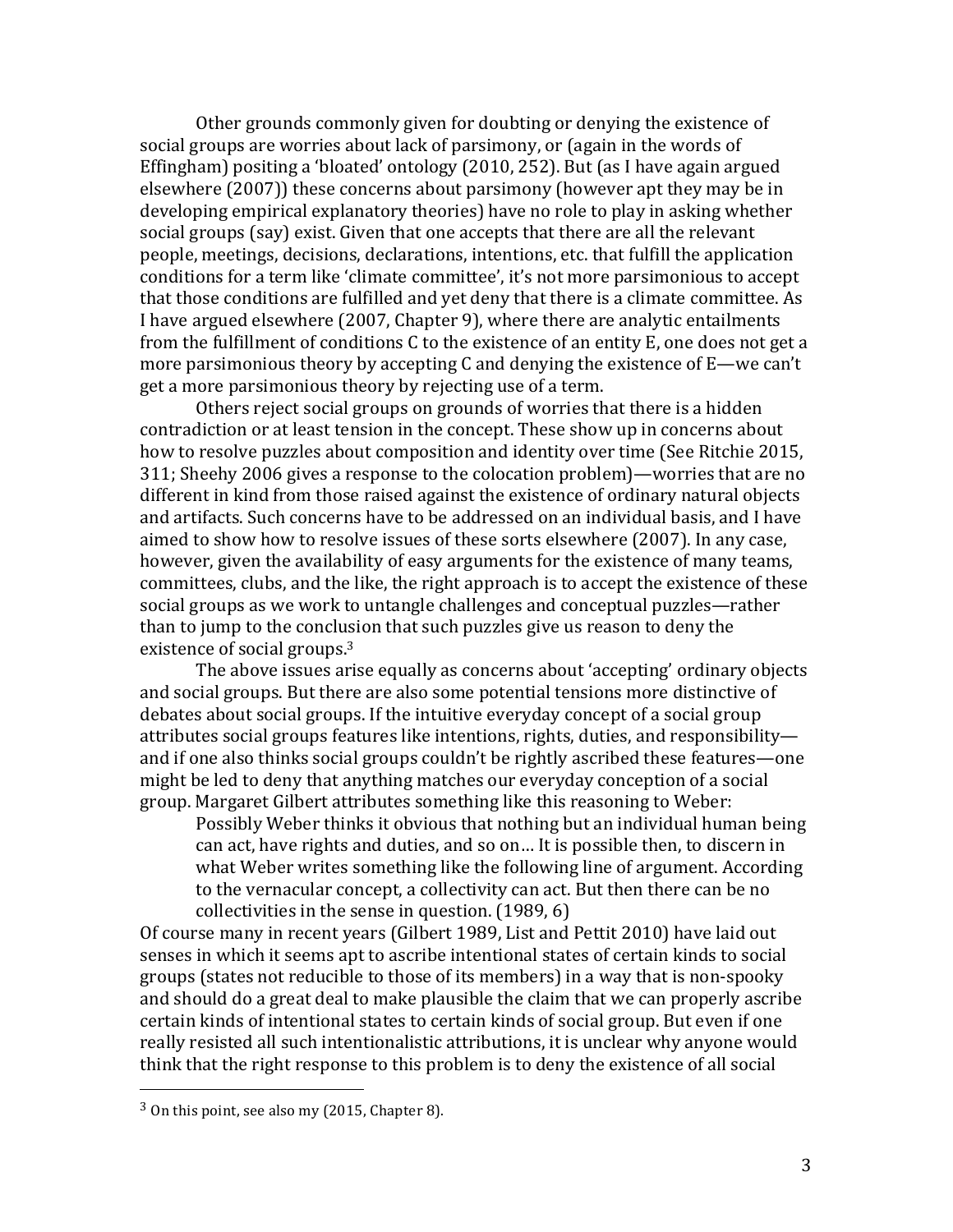Other grounds commonly given for doubting or denying the existence of social groups are worries about lack of parsimony, or (again in the words of Effingham) positing a 'bloated' ontology (2010, 252). But (as I have again argued elsewhere (2007)) these concerns about parsimony (however apt they may be in developing empirical explanatory theories) have no role to play in asking whether social groups (say) exist. Given that one accepts that there are all the relevant people, meetings, decisions, declarations, intentions, etc. that fulfill the application conditions for a term like 'climate committee', it's not more parsimonious to accept that those conditions are fulfilled and yet deny that there is a climate committee. As I have argued elsewhere (2007, Chapter 9), where there are analytic entailments from the fulfillment of conditions C to the existence of an entity E, one does not get a more parsimonious theory by accepting C and denying the existence of E—we can't get a more parsimonious theory by rejecting use of a term.

Others reject social groups on grounds of worries that there is a hidden contradiction or at least tension in the concept. These show up in concerns about how to resolve puzzles about composition and identity over time (See Ritchie 2015, 311; Sheehy 2006 gives a response to the colocation problem)—worries that are no different in kind from those raised against the existence of ordinary natural objects and artifacts. Such concerns have to be addressed on an individual basis, and I have aimed to show how to resolve issues of these sorts elsewhere (2007). In any case, however, given the availability of easy arguments for the existence of many teams, committees, clubs, and the like, the right approach is to accept the existence of these social groups as we work to untangle challenges and conceptual puzzles—rather than to jump to the conclusion that such puzzles give us reason to deny the existence of social groups.[3]

The above issues arise equally as concerns about 'accepting' ordinary objects and social groups. But there are also some potential tensions more distinctive of debates about social groups. If the intuitive everyday concept of a social group attributes social groups features like intentions, rights, duties, and responsibility—and if one also thinks social groups couldn't be rightly ascribed these features—one might be led to deny that anything matches our everyday conception of a social group. Margaret Gilbert attributes something like this reasoning to Weber:

> Possibly Weber thinks it obvious that nothing but an individual human being can act, have rights and duties, and so on… It is possible then, to discern in what Weber writes something like the following line of argument. According to the vernacular concept, a collectivity can act. But then there can be no collectivities in the sense in question. (1989, 6)

Of course many in recent years (Gilbert 1989, List and Pettit 2010) have laid out senses in which it seems apt to ascribe intentional states of certain kinds to social groups (states not reducible to those of its members) in a way that is non-spooky and should do a great deal to make plausible the claim that we can properly ascribe certain kinds of intentional states to certain kinds of social group. But even if one really resisted all such intentionalistic attributions, it is unclear why anyone would think that the right response to this problem is to deny the existence of all social

---

[3] On this point, see also my (2015, Chapter 8).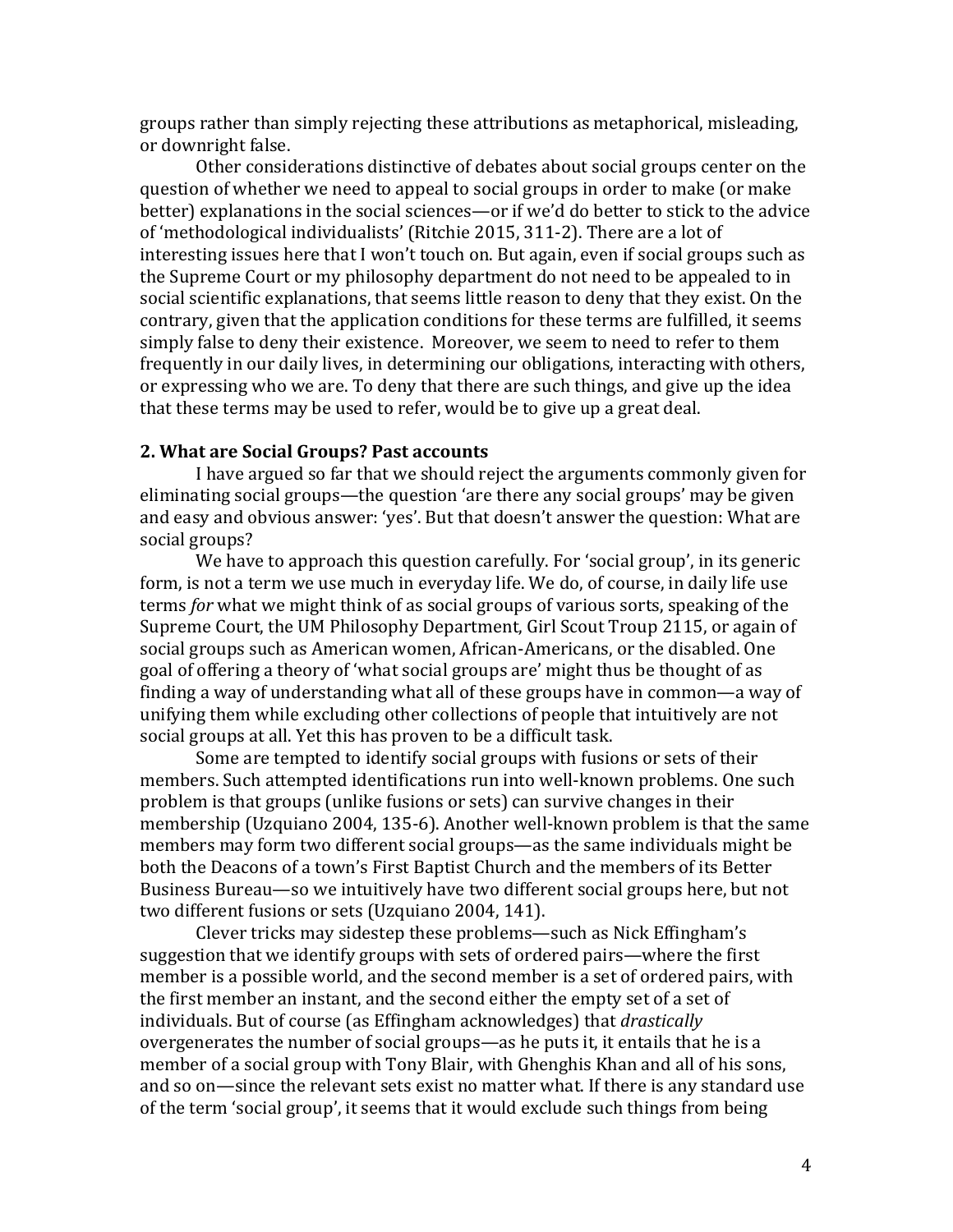groups rather than simply rejecting these attributions as metaphorical, misleading, or downright false.

Other considerations distinctive of debates about social groups center on the question of whether we need to appeal to social groups in order to make (or make better) explanations in the social sciences—or if we'd do better to stick to the advice of 'methodological individualists' (Ritchie 2015, 311-2). There are a lot of interesting issues here that I won't touch on. But again, even if social groups such as the Supreme Court or my philosophy department do not need to be appealed to in social scientific explanations, that seems little reason to deny that they exist. On the contrary, given that the application conditions for these terms are fulfilled, it seems simply false to deny their existence. Moreover, we seem to need to refer to them frequently in our daily lives, in determining our obligations, interacting with others, or expressing who we are. To deny that there are such things, and give up the idea that these terms may be used to refer, would be to give up a great deal.

## 2. What are Social Groups? Past accounts

I have argued so far that we should reject the arguments commonly given for eliminating social groups—the question 'are there any social groups' may be given and easy and obvious answer: 'yes'. But that doesn't answer the question: What are social groups?

We have to approach this question carefully. For 'social group', in its generic form, is not a term we use much in everyday life. We do, of course, in daily life use terms *for* what we might think of as social groups of various sorts, speaking of the Supreme Court, the UM Philosophy Department, Girl Scout Troup 2115, or again of social groups such as American women, African-Americans, or the disabled. One goal of offering a theory of 'what social groups are' might thus be thought of as finding a way of understanding what all of these groups have in common—a way of unifying them while excluding other collections of people that intuitively are not social groups at all. Yet this has proven to be a difficult task.

Some are tempted to identify social groups with fusions or sets of their members. Such attempted identifications run into well-known problems. One such problem is that groups (unlike fusions or sets) can survive changes in their membership (Uzquiano 2004, 135-6). Another well-known problem is that the same members may form two different social groups—as the same individuals might be both the Deacons of a town's First Baptist Church and the members of its Better Business Bureau—so we intuitively have two different social groups here, but not two different fusions or sets (Uzquiano 2004, 141).

Clever tricks may sidestep these problems—such as Nick Effingham's suggestion that we identify groups with sets of ordered pairs—where the first member is a possible world, and the second member is a set of ordered pairs, with the first member an instant, and the second either the empty set of a set of individuals. But of course (as Effingham acknowledges) that *drastically* overgenerates the number of social groups—as he puts it, it entails that he is a member of a social group with Tony Blair, with Ghenghis Khan and all of his sons, and so on—since the relevant sets exist no matter what. If there is any standard use of the term 'social group', it seems that it would exclude such things from being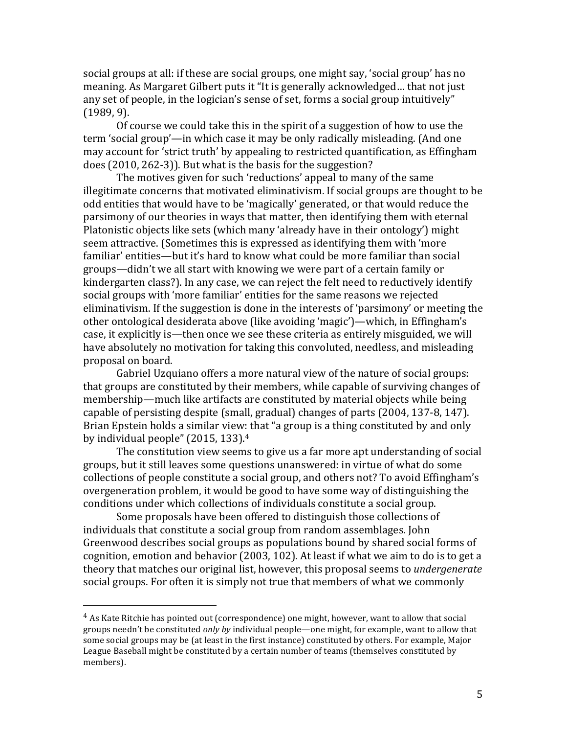social groups at all: if these are social groups, one might say, 'social group' has no meaning. As Margaret Gilbert puts it "It is generally acknowledged… that not just any set of people, in the logician's sense of set, forms a social group intuitively" (1989, 9).

Of course we could take this in the spirit of a suggestion of how to use the term 'social group'—in which case it may be only radically misleading. (And one may account for 'strict truth' by appealing to restricted quantification, as Effingham does (2010, 262-3)). But what is the basis for the suggestion?

The motives given for such 'reductions' appeal to many of the same illegitimate concerns that motivated eliminativism. If social groups are thought to be odd entities that would have to be 'magically' generated, or that would reduce the parsimony of our theories in ways that matter, then identifying them with eternal Platonistic objects like sets (which many 'already have in their ontology') might seem attractive. (Sometimes this is expressed as identifying them with 'more familiar' entities—but it's hard to know what could be more familiar than social groups—didn't we all start with knowing we were part of a certain family or kindergarten class?). In any case, we can reject the felt need to reductively identify social groups with 'more familiar' entities for the same reasons we rejected eliminativism. If the suggestion is done in the interests of 'parsimony' or meeting the other ontological desiderata above (like avoiding 'magic')—which, in Effingham's case, it explicitly is—then once we see these criteria as entirely misguided, we will have absolutely no motivation for taking this convoluted, needless, and misleading proposal on board.

Gabriel Uzquiano offers a more natural view of the nature of social groups: that groups are constituted by their members, while capable of surviving changes of membership—much like artifacts are constituted by material objects while being capable of persisting despite (small, gradual) changes of parts (2004, 137-8, 147). Brian Epstein holds a similar view: that "a group is a thing constituted by and only by individual people" (2015, 133).[4]

The constitution view seems to give us a far more apt understanding of social groups, but it still leaves some questions unanswered: in virtue of what do some collections of people constitute a social group, and others not? To avoid Effingham's overgeneration problem, it would be good to have some way of distinguishing the conditions under which collections of individuals constitute a social group.

Some proposals have been offered to distinguish those collections of individuals that constitute a social group from random assemblages. John Greenwood describes social groups as populations bound by shared social forms of cognition, emotion and behavior (2003, 102). At least if what we aim to do is to get a theory that matches our original list, however, this proposal seems to *undergenerate* social groups. For often it is simply not true that members of what we commonly

---

[4] As Kate Ritchie has pointed out (correspondence) one might, however, want to allow that social groups needn't be constituted *only by* individual people—one might, for example, want to allow that some social groups may be (at least in the first instance) constituted by others. For example, Major League Baseball might be constituted by a certain number of teams (themselves constituted by members).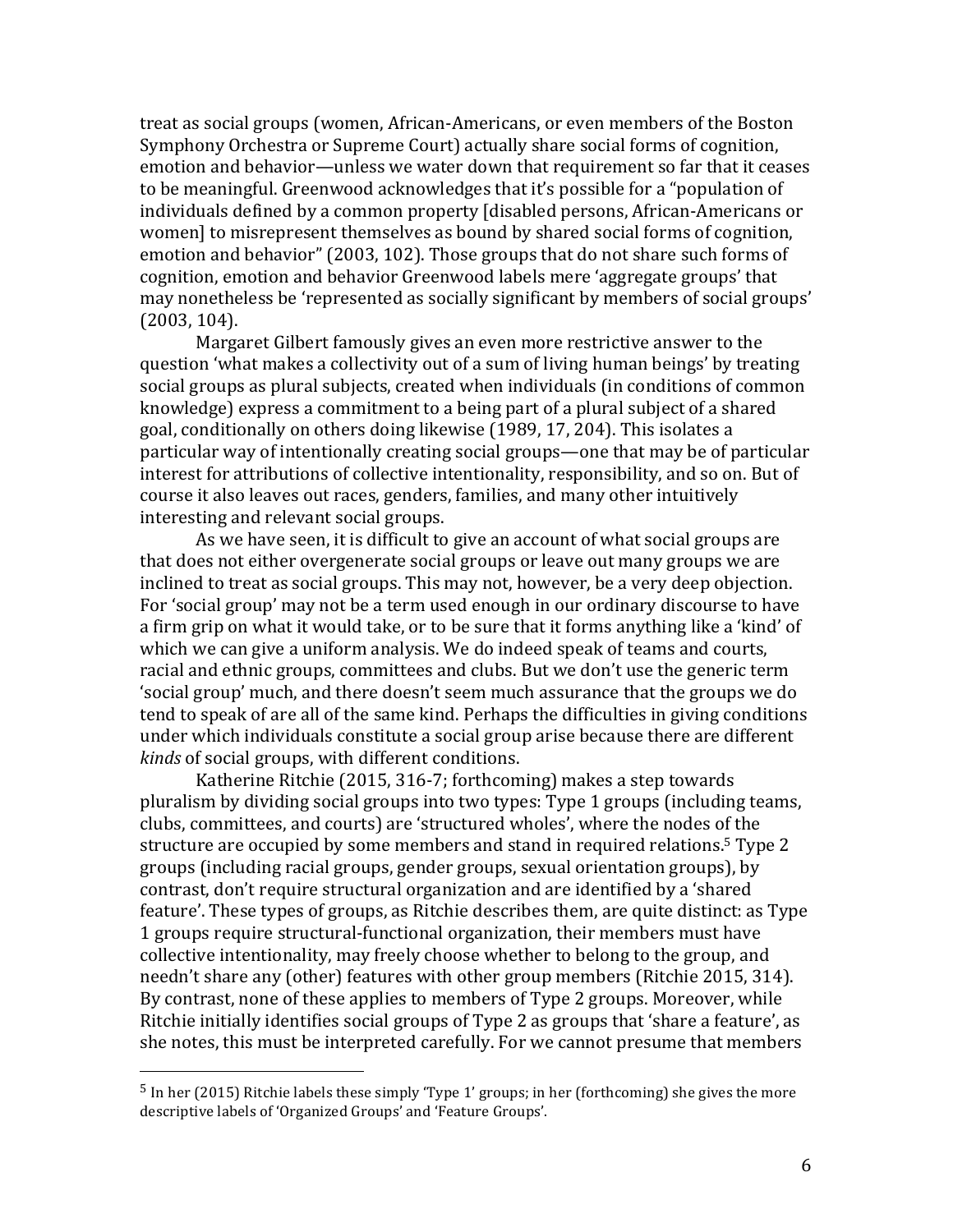treat as social groups (women, African-Americans, or even members of the Boston Symphony Orchestra or Supreme Court) actually share social forms of cognition, emotion and behavior—unless we water down that requirement so far that it ceases to be meaningful. Greenwood acknowledges that it's possible for a "population of individuals defined by a common property [disabled persons, African-Americans or women] to misrepresent themselves as bound by shared social forms of cognition, emotion and behavior" (2003, 102). Those groups that do not share such forms of cognition, emotion and behavior Greenwood labels mere 'aggregate groups' that may nonetheless be 'represented as socially significant by members of social groups' (2003, 104).

Margaret Gilbert famously gives an even more restrictive answer to the question 'what makes a collectivity out of a sum of living human beings' by treating social groups as plural subjects, created when individuals (in conditions of common knowledge) express a commitment to a being part of a plural subject of a shared goal, conditionally on others doing likewise (1989, 17, 204). This isolates a particular way of intentionally creating social groups—one that may be of particular interest for attributions of collective intentionality, responsibility, and so on. But of course it also leaves out races, genders, families, and many other intuitively interesting and relevant social groups.

As we have seen, it is difficult to give an account of what social groups are that does not either overgenerate social groups or leave out many groups we are inclined to treat as social groups. This may not, however, be a very deep objection. For 'social group' may not be a term used enough in our ordinary discourse to have a firm grip on what it would take, or to be sure that it forms anything like a 'kind' of which we can give a uniform analysis. We do indeed speak of teams and courts, racial and ethnic groups, committees and clubs. But we don't use the generic term 'social group' much, and there doesn't seem much assurance that the groups we do tend to speak of are all of the same kind. Perhaps the difficulties in giving conditions under which individuals constitute a social group arise because there are different *kinds* of social groups, with different conditions.

Katherine Ritchie (2015, 316-7; forthcoming) makes a step towards pluralism by dividing social groups into two types: Type 1 groups (including teams, clubs, committees, and courts) are 'structured wholes', where the nodes of the structure are occupied by some members and stand in required relations.[5] Type 2 groups (including racial groups, gender groups, sexual orientation groups), by contrast, don't require structural organization and are identified by a 'shared feature'. These types of groups, as Ritchie describes them, are quite distinct: as Type 1 groups require structural-functional organization, their members must have collective intentionality, may freely choose whether to belong to the group, and needn't share any (other) features with other group members (Ritchie 2015, 314). By contrast, none of these applies to members of Type 2 groups. Moreover, while Ritchie initially identifies social groups of Type 2 as groups that 'share a feature', as she notes, this must be interpreted carefully. For we cannot presume that members

---

[5] In her (2015) Ritchie labels these simply 'Type 1' groups; in her (forthcoming) she gives the more descriptive labels of 'Organized Groups' and 'Feature Groups'.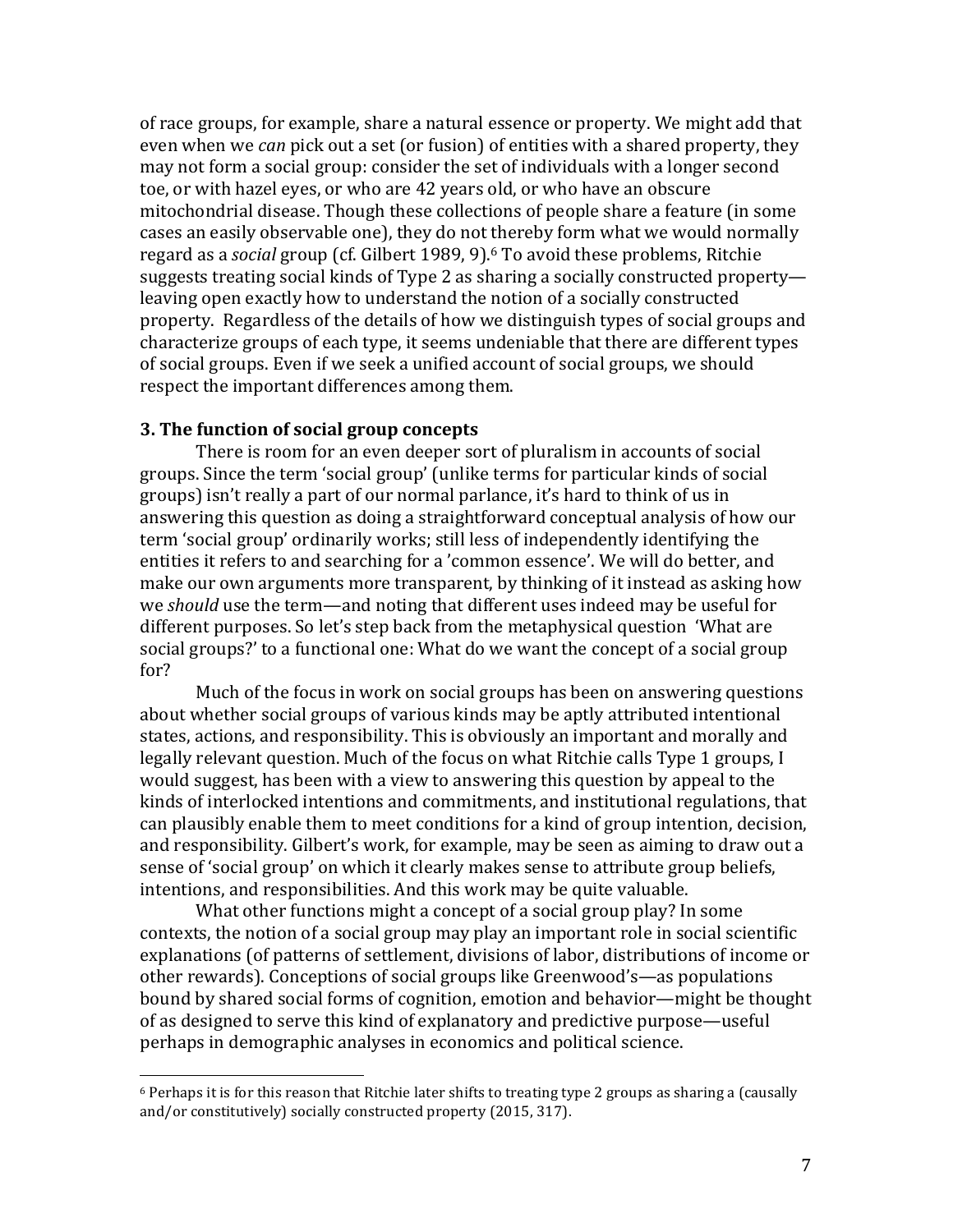of race groups, for example, share a natural essence or property. We might add that even when we *can* pick out a set (or fusion) of entities with a shared property, they may not form a social group: consider the set of individuals with a longer second toe, or with hazel eyes, or who are 42 years old, or who have an obscure mitochondrial disease. Though these collections of people share a feature (in some cases an easily observable one), they do not thereby form what we would normally regard as a *social* group (cf. Gilbert 1989, 9).[6] To avoid these problems, Ritchie suggests treating social kinds of Type 2 as sharing a socially constructed property—leaving open exactly how to understand the notion of a socially constructed property. Regardless of the details of how we distinguish types of social groups and characterize groups of each type, it seems undeniable that there are different types of social groups. Even if we seek a unified account of social groups, we should respect the important differences among them.

### 3. The function of social group concepts

There is room for an even deeper sort of pluralism in accounts of social groups. Since the term 'social group' (unlike terms for particular kinds of social groups) isn't really a part of our normal parlance, it's hard to think of us in answering this question as doing a straightforward conceptual analysis of how our term 'social group' ordinarily works; still less of independently identifying the entities it refers to and searching for a 'common essence'. We will do better, and make our own arguments more transparent, by thinking of it instead as asking how we *should* use the term—and noting that different uses indeed may be useful for different purposes. So let's step back from the metaphysical question 'What are social groups?' to a functional one: What do we want the concept of a social group for?

Much of the focus in work on social groups has been on answering questions about whether social groups of various kinds may be aptly attributed intentional states, actions, and responsibility. This is obviously an important and morally and legally relevant question. Much of the focus on what Ritchie calls Type 1 groups, I would suggest, has been with a view to answering this question by appeal to the kinds of interlocked intentions and commitments, and institutional regulations, that can plausibly enable them to meet conditions for a kind of group intention, decision, and responsibility. Gilbert's work, for example, may be seen as aiming to draw out a sense of 'social group' on which it clearly makes sense to attribute group beliefs, intentions, and responsibilities. And this work may be quite valuable.

What other functions might a concept of a social group play? In some contexts, the notion of a social group may play an important role in social scientific explanations (of patterns of settlement, divisions of labor, distributions of income or other rewards). Conceptions of social groups like Greenwood's—as populations bound by shared social forms of cognition, emotion and behavior—might be thought of as designed to serve this kind of explanatory and predictive purpose—useful perhaps in demographic analyses in economics and political science.

[6] Perhaps it is for this reason that Ritchie later shifts to treating type 2 groups as sharing a (causally and/or constitutively) socially constructed property (2015, 317).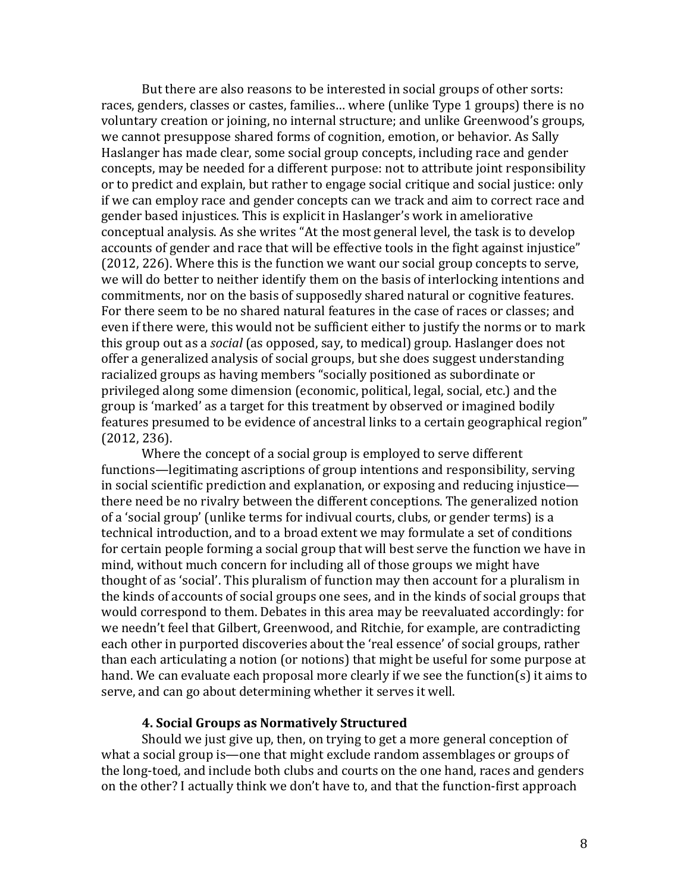But there are also reasons to be interested in social groups of other sorts: races, genders, classes or castes, families… where (unlike Type 1 groups) there is no voluntary creation or joining, no internal structure; and unlike Greenwood's groups, we cannot presuppose shared forms of cognition, emotion, or behavior. As Sally Haslanger has made clear, some social group concepts, including race and gender concepts, may be needed for a different purpose: not to attribute joint responsibility or to predict and explain, but rather to engage social critique and social justice: only if we can employ race and gender concepts can we track and aim to correct race and gender based injustices. This is explicit in Haslanger's work in ameliorative conceptual analysis. As she writes "At the most general level, the task is to develop accounts of gender and race that will be effective tools in the fight against injustice" (2012, 226). Where this is the function we want our social group concepts to serve, we will do better to neither identify them on the basis of interlocking intentions and commitments, nor on the basis of supposedly shared natural or cognitive features. For there seem to be no shared natural features in the case of races or classes; and even if there were, this would not be sufficient either to justify the norms or to mark this group out as a *social* (as opposed, say, to medical) group. Haslanger does not offer a generalized analysis of social groups, but she does suggest understanding racialized groups as having members "socially positioned as subordinate or privileged along some dimension (economic, political, legal, social, etc.) and the group is 'marked' as a target for this treatment by observed or imagined bodily features presumed to be evidence of ancestral links to a certain geographical region" (2012, 236).

Where the concept of a social group is employed to serve different functions—legitimating ascriptions of group intentions and responsibility, serving in social scientific prediction and explanation, or exposing and reducing injustice—there need be no rivalry between the different conceptions. The generalized notion of a 'social group' (unlike terms for indivual courts, clubs, or gender terms) is a technical introduction, and to a broad extent we may formulate a set of conditions for certain people forming a social group that will best serve the function we have in mind, without much concern for including all of those groups we might have thought of as 'social'. This pluralism of function may then account for a pluralism in the kinds of accounts of social groups one sees, and in the kinds of social groups that would correspond to them. Debates in this area may be reevaluated accordingly: for we needn't feel that Gilbert, Greenwood, and Ritchie, for example, are contradicting each other in purported discoveries about the 'real essence' of social groups, rather than each articulating a notion (or notions) that might be useful for some purpose at hand. We can evaluate each proposal more clearly if we see the function(s) it aims to serve, and can go about determining whether it serves it well.

### 4. Social Groups as Normatively Structured

Should we just give up, then, on trying to get a more general conception of what a social group is—one that might exclude random assemblages or groups of the long-toed, and include both clubs and courts on the one hand, races and genders on the other? I actually think we don't have to, and that the function-first approach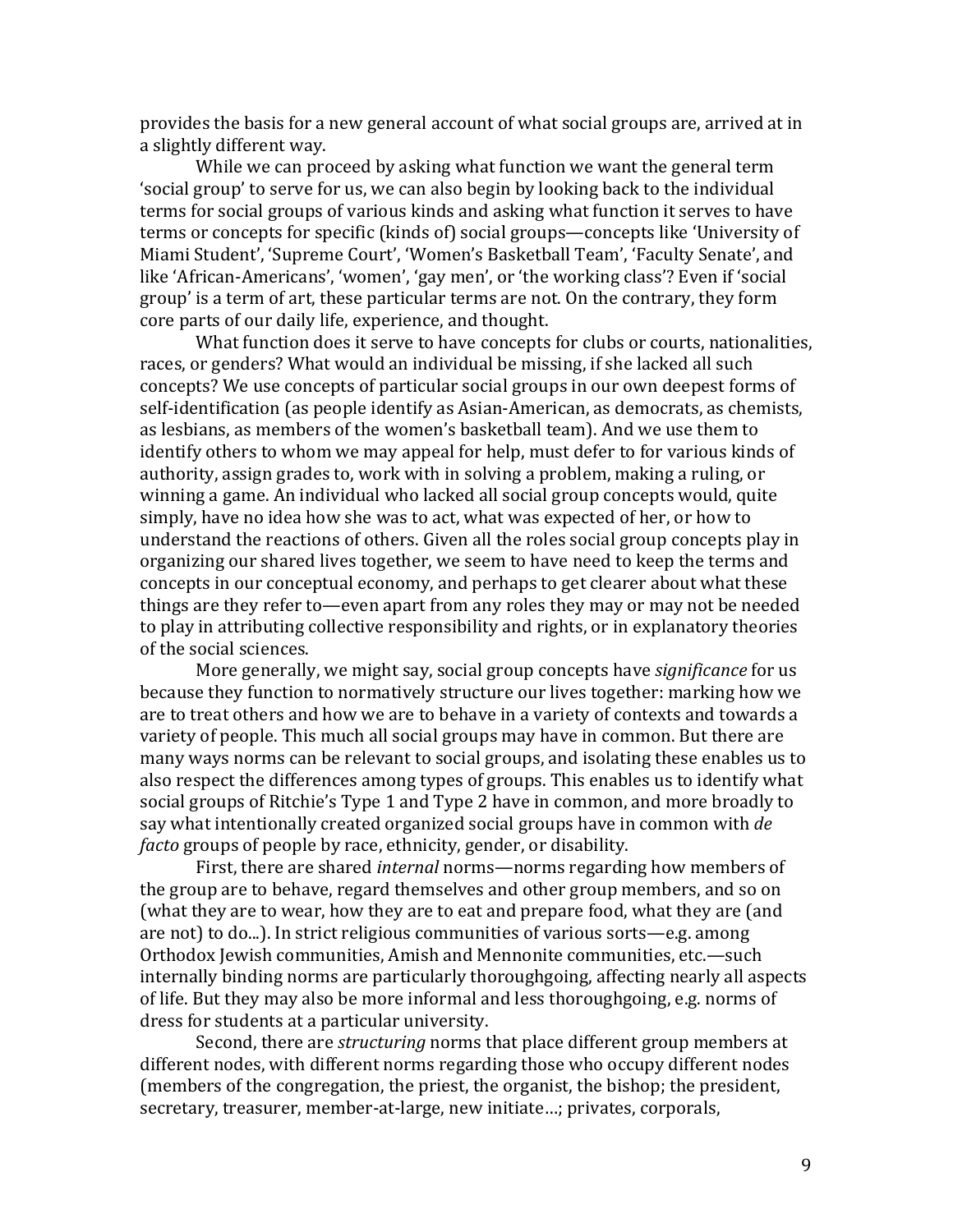provides the basis for a new general account of what social groups are, arrived at in a slightly different way.

While we can proceed by asking what function we want the general term 'social group' to serve for us, we can also begin by looking back to the individual terms for social groups of various kinds and asking what function it serves to have terms or concepts for specific (kinds of) social groups—concepts like 'University of Miami Student', 'Supreme Court', 'Women's Basketball Team', 'Faculty Senate', and like 'African-Americans', 'women', 'gay men', or 'the working class'? Even if 'social group' is a term of art, these particular terms are not. On the contrary, they form core parts of our daily life, experience, and thought.

What function does it serve to have concepts for clubs or courts, nationalities, races, or genders? What would an individual be missing, if she lacked all such concepts? We use concepts of particular social groups in our own deepest forms of self-identification (as people identify as Asian-American, as democrats, as chemists, as lesbians, as members of the women's basketball team). And we use them to identify others to whom we may appeal for help, must defer to for various kinds of authority, assign grades to, work with in solving a problem, making a ruling, or winning a game. An individual who lacked all social group concepts would, quite simply, have no idea how she was to act, what was expected of her, or how to understand the reactions of others. Given all the roles social group concepts play in organizing our shared lives together, we seem to have need to keep the terms and concepts in our conceptual economy, and perhaps to get clearer about what these things are they refer to—even apart from any roles they may or may not be needed to play in attributing collective responsibility and rights, or in explanatory theories of the social sciences.

More generally, we might say, social group concepts have *significance* for us because they function to normatively structure our lives together: marking how we are to treat others and how we are to behave in a variety of contexts and towards a variety of people. This much all social groups may have in common. But there are many ways norms can be relevant to social groups, and isolating these enables us to also respect the differences among types of groups. This enables us to identify what social groups of Ritchie's Type 1 and Type 2 have in common, and more broadly to say what intentionally created organized social groups have in common with *de facto* groups of people by race, ethnicity, gender, or disability.

First, there are shared *internal* norms—norms regarding how members of the group are to behave, regard themselves and other group members, and so on (what they are to wear, how they are to eat and prepare food, what they are (and are not) to do...). In strict religious communities of various sorts—e.g. among Orthodox Jewish communities, Amish and Mennonite communities, etc.—such internally binding norms are particularly thoroughgoing, affecting nearly all aspects of life. But they may also be more informal and less thoroughgoing, e.g. norms of dress for students at a particular university.

Second, there are *structuring* norms that place different group members at different nodes, with different norms regarding those who occupy different nodes (members of the congregation, the priest, the organist, the bishop; the president, secretary, treasurer, member-at-large, new initiate…; privates, corporals,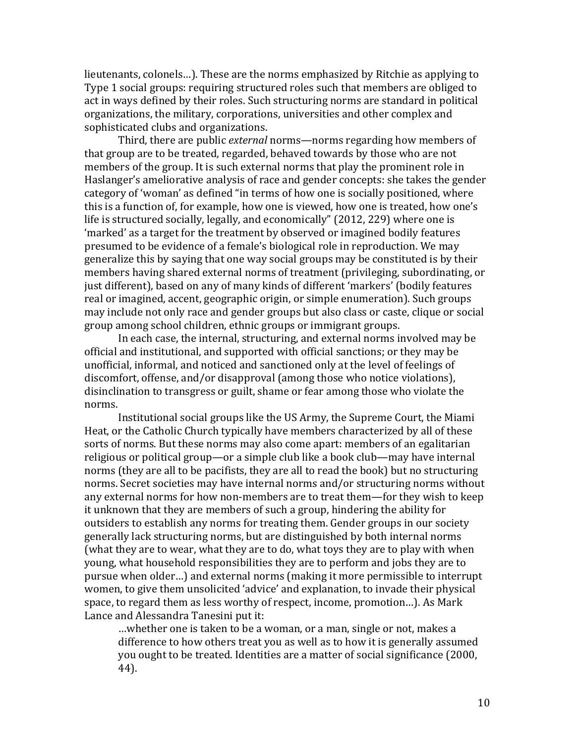lieutenants, colonels…). These are the norms emphasized by Ritchie as applying to Type 1 social groups: requiring structured roles such that members are obliged to act in ways defined by their roles. Such structuring norms are standard in political organizations, the military, corporations, universities and other complex and sophisticated clubs and organizations.

Third, there are public *external* norms—norms regarding how members of that group are to be treated, regarded, behaved towards by those who are not members of the group. It is such external norms that play the prominent role in Haslanger's ameliorative analysis of race and gender concepts: she takes the gender category of 'woman' as defined "in terms of how one is socially positioned, where this is a function of, for example, how one is viewed, how one is treated, how one's life is structured socially, legally, and economically" (2012, 229) where one is 'marked' as a target for the treatment by observed or imagined bodily features presumed to be evidence of a female's biological role in reproduction. We may generalize this by saying that one way social groups may be constituted is by their members having shared external norms of treatment (privileging, subordinating, or just different), based on any of many kinds of different 'markers' (bodily features real or imagined, accent, geographic origin, or simple enumeration). Such groups may include not only race and gender groups but also class or caste, clique or social group among school children, ethnic groups or immigrant groups.

In each case, the internal, structuring, and external norms involved may be official and institutional, and supported with official sanctions; or they may be unofficial, informal, and noticed and sanctioned only at the level of feelings of discomfort, offense, and/or disapproval (among those who notice violations), disinclination to transgress or guilt, shame or fear among those who violate the norms.

Institutional social groups like the US Army, the Supreme Court, the Miami Heat, or the Catholic Church typically have members characterized by all of these sorts of norms. But these norms may also come apart: members of an egalitarian religious or political group—or a simple club like a book club—may have internal norms (they are all to be pacifists, they are all to read the book) but no structuring norms. Secret societies may have internal norms and/or structuring norms without any external norms for how non-members are to treat them—for they wish to keep it unknown that they are members of such a group, hindering the ability for outsiders to establish any norms for treating them. Gender groups in our society generally lack structuring norms, but are distinguished by both internal norms (what they are to wear, what they are to do, what toys they are to play with when young, what household responsibilities they are to perform and jobs they are to pursue when older…) and external norms (making it more permissible to interrupt women, to give them unsolicited 'advice' and explanation, to invade their physical space, to regard them as less worthy of respect, income, promotion…). As Mark Lance and Alessandra Tanesini put it:

> …whether one is taken to be a woman, or a man, single or not, makes a difference to how others treat you as well as to how it is generally assumed you ought to be treated. Identities are a matter of social significance (2000, 44).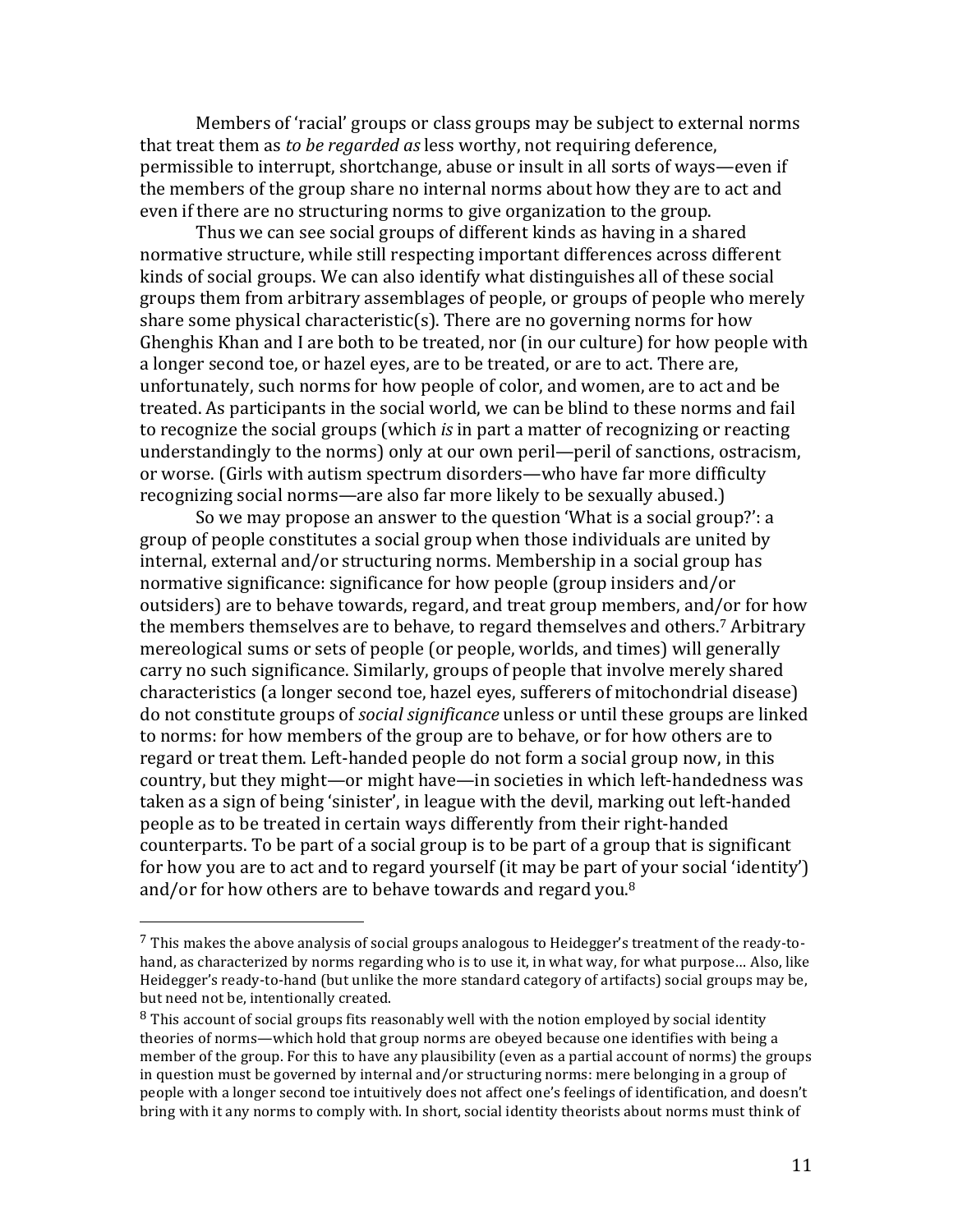Members of 'racial' groups or class groups may be subject to external norms that treat them as *to be regarded as* less worthy, not requiring deference, permissible to interrupt, shortchange, abuse or insult in all sorts of ways—even if the members of the group share no internal norms about how they are to act and even if there are no structuring norms to give organization to the group.

Thus we can see social groups of different kinds as having in a shared normative structure, while still respecting important differences across different kinds of social groups. We can also identify what distinguishes all of these social groups them from arbitrary assemblages of people, or groups of people who merely share some physical characteristic(s). There are no governing norms for how Ghenghis Khan and I are both to be treated, nor (in our culture) for how people with a longer second toe, or hazel eyes, are to be treated, or are to act. There are, unfortunately, such norms for how people of color, and women, are to act and be treated. As participants in the social world, we can be blind to these norms and fail to recognize the social groups (which *is* in part a matter of recognizing or reacting understandingly to the norms) only at our own peril—peril of sanctions, ostracism, or worse. (Girls with autism spectrum disorders—who have far more difficulty recognizing social norms—are also far more likely to be sexually abused.)

So we may propose an answer to the question 'What is a social group?': a group of people constitutes a social group when those individuals are united by internal, external and/or structuring norms. Membership in a social group has normative significance: significance for how people (group insiders and/or outsiders) are to behave towards, regard, and treat group members, and/or for how the members themselves are to behave, to regard themselves and others.[7] Arbitrary mereological sums or sets of people (or people, worlds, and times) will generally carry no such significance. Similarly, groups of people that involve merely shared characteristics (a longer second toe, hazel eyes, sufferers of mitochondrial disease) do not constitute groups of *social significance* unless or until these groups are linked to norms: for how members of the group are to behave, or for how others are to regard or treat them. Left-handed people do not form a social group now, in this country, but they might—or might have—in societies in which left-handedness was taken as a sign of being 'sinister', in league with the devil, marking out left-handed people as to be treated in certain ways differently from their right-handed counterparts. To be part of a social group is to be part of a group that is significant for how you are to act and to regard yourself (it may be part of your social 'identity') and/or for how others are to behave towards and regard you.[8]

---

[7] This makes the above analysis of social groups analogous to Heidegger's treatment of the ready-to-hand, as characterized by norms regarding who is to use it, in what way, for what purpose… Also, like Heidegger's ready-to-hand (but unlike the more standard category of artifacts) social groups may be, but need not be, intentionally created.

[8] This account of social groups fits reasonably well with the notion employed by social identity theories of norms—which hold that group norms are obeyed because one identifies with being a member of the group. For this to have any plausibility (even as a partial account of norms) the groups in question must be governed by internal and/or structuring norms: mere belonging in a group of people with a longer second toe intuitively does not affect one's feelings of identification, and doesn't bring with it any norms to comply with. In short, social identity theorists about norms must think of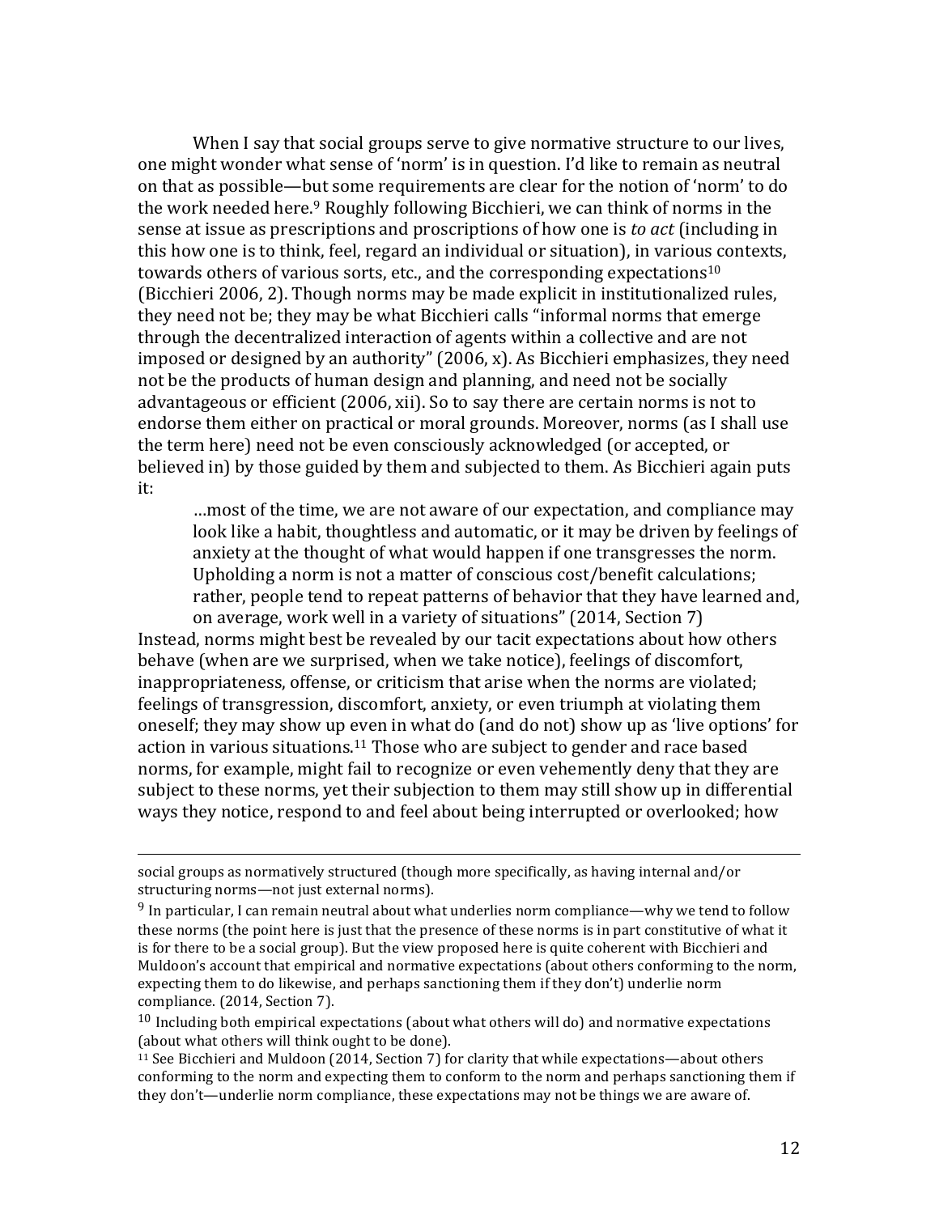When I say that social groups serve to give normative structure to our lives, one might wonder what sense of 'norm' is in question. I'd like to remain as neutral on that as possible—but some requirements are clear for the notion of 'norm' to do the work needed here.[9] Roughly following Bicchieri, we can think of norms in the sense at issue as prescriptions and proscriptions of how one is *to act* (including in this how one is to think, feel, regard an individual or situation), in various contexts, towards others of various sorts, etc., and the corresponding expectations[10] (Bicchieri 2006, 2). Though norms may be made explicit in institutionalized rules, they need not be; they may be what Bicchieri calls "informal norms that emerge through the decentralized interaction of agents within a collective and are not imposed or designed by an authority" (2006, x). As Bicchieri emphasizes, they need not be the products of human design and planning, and need not be socially advantageous or efficient (2006, xii). So to say there are certain norms is not to endorse them either on practical or moral grounds. Moreover, norms (as I shall use the term here) need not be even consciously acknowledged (or accepted, or believed in) by those guided by them and subjected to them. As Bicchieri again puts it:

> …most of the time, we are not aware of our expectation, and compliance may look like a habit, thoughtless and automatic, or it may be driven by feelings of anxiety at the thought of what would happen if one transgresses the norm. Upholding a norm is not a matter of conscious cost/benefit calculations; rather, people tend to repeat patterns of behavior that they have learned and, on average, work well in a variety of situations" (2014, Section 7)

Instead, norms might best be revealed by our tacit expectations about how others behave (when are we surprised, when we take notice), feelings of discomfort, inappropriateness, offense, or criticism that arise when the norms are violated; feelings of transgression, discomfort, anxiety, or even triumph at violating them oneself; they may show up even in what do (and do not) show up as 'live options' for action in various situations.[11] Those who are subject to gender and race based norms, for example, might fail to recognize or even vehemently deny that they are subject to these norms, yet their subjection to them may still show up in differential ways they notice, respond to and feel about being interrupted or overlooked; how

---

social groups as normatively structured (though more specifically, as having internal and/or structuring norms—not just external norms).

[9] In particular, I can remain neutral about what underlies norm compliance—why we tend to follow these norms (the point here is just that the presence of these norms is in part constitutive of what it is for there to be a social group). But the view proposed here is quite coherent with Bicchieri and Muldoon's account that empirical and normative expectations (about others conforming to the norm, expecting them to do likewise, and perhaps sanctioning them if they don't) underlie norm compliance. (2014, Section 7).

[10] Including both empirical expectations (about what others will do) and normative expectations (about what others will think ought to be done).

[11] See Bicchieri and Muldoon (2014, Section 7) for clarity that while expectations—about others conforming to the norm and expecting them to conform to the norm and perhaps sanctioning them if they don't—underlie norm compliance, these expectations may not be things we are aware of.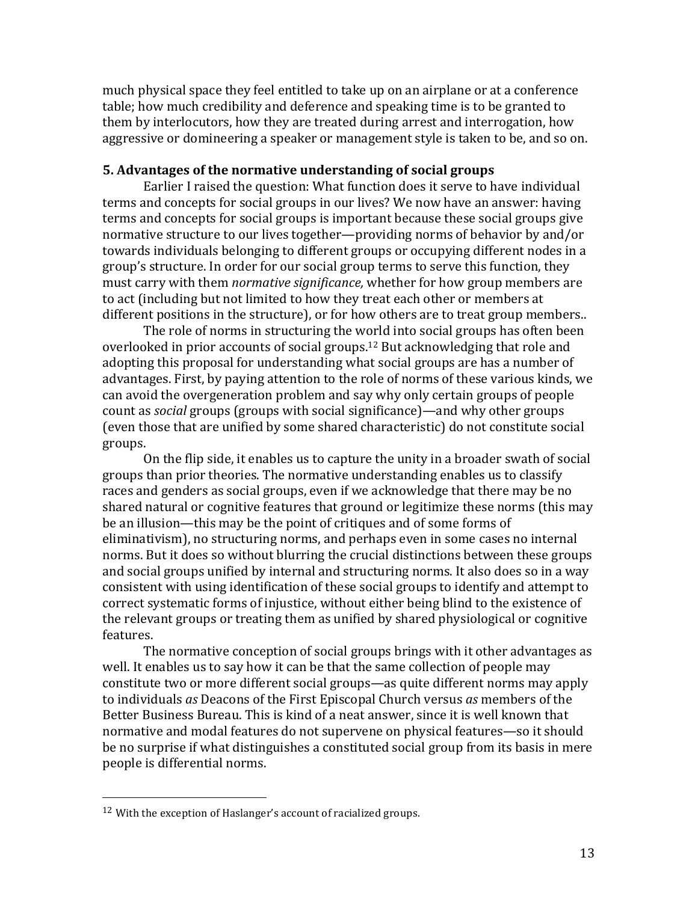much physical space they feel entitled to take up on an airplane or at a conference table; how much credibility and deference and speaking time is to be granted to them by interlocutors, how they are treated during arrest and interrogation, how aggressive or domineering a speaker or management style is taken to be, and so on.

### 5. Advantages of the normative understanding of social groups

Earlier I raised the question: What function does it serve to have individual terms and concepts for social groups in our lives? We now have an answer: having terms and concepts for social groups is important because these social groups give normative structure to our lives together—providing norms of behavior by and/or towards individuals belonging to different groups or occupying different nodes in a group's structure. In order for our social group terms to serve this function, they must carry with them *normative significance,* whether for how group members are to act (including but not limited to how they treat each other or members at different positions in the structure), or for how others are to treat group members..

The role of norms in structuring the world into social groups has often been overlooked in prior accounts of social groups.[12] But acknowledging that role and adopting this proposal for understanding what social groups are has a number of advantages. First, by paying attention to the role of norms of these various kinds, we can avoid the overgeneration problem and say why only certain groups of people count as *social* groups (groups with social significance)—and why other groups (even those that are unified by some shared characteristic) do not constitute social groups.

On the flip side, it enables us to capture the unity in a broader swath of social groups than prior theories. The normative understanding enables us to classify races and genders as social groups, even if we acknowledge that there may be no shared natural or cognitive features that ground or legitimize these norms (this may be an illusion—this may be the point of critiques and of some forms of eliminativism), no structuring norms, and perhaps even in some cases no internal norms. But it does so without blurring the crucial distinctions between these groups and social groups unified by internal and structuring norms. It also does so in a way consistent with using identification of these social groups to identify and attempt to correct systematic forms of injustice, without either being blind to the existence of the relevant groups or treating them as unified by shared physiological or cognitive features.

The normative conception of social groups brings with it other advantages as well. It enables us to say how it can be that the same collection of people may constitute two or more different social groups—as quite different norms may apply to individuals *as* Deacons of the First Episcopal Church versus *as* members of the Better Business Bureau. This is kind of a neat answer, since it is well known that normative and modal features do not supervene on physical features—so it should be no surprise if what distinguishes a constituted social group from its basis in mere people is differential norms.

---

[12] With the exception of Haslanger's account of racialized groups.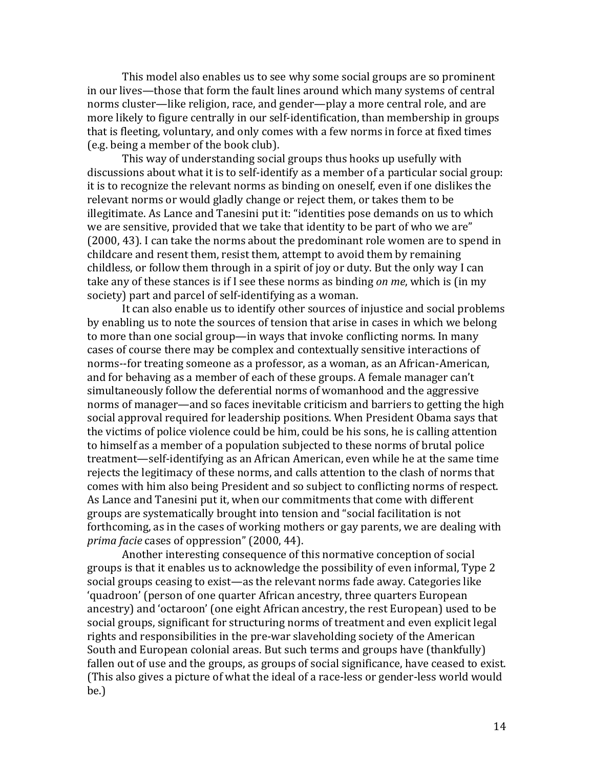This model also enables us to see why some social groups are so prominent in our lives—those that form the fault lines around which many systems of central norms cluster—like religion, race, and gender—play a more central role, and are more likely to figure centrally in our self-identification, than membership in groups that is fleeting, voluntary, and only comes with a few norms in force at fixed times (e.g. being a member of the book club).

This way of understanding social groups thus hooks up usefully with discussions about what it is to self-identify as a member of a particular social group: it is to recognize the relevant norms as binding on oneself, even if one dislikes the relevant norms or would gladly change or reject them, or takes them to be illegitimate. As Lance and Tanesini put it: "identities pose demands on us to which we are sensitive, provided that we take that identity to be part of who we are" (2000, 43). I can take the norms about the predominant role women are to spend in childcare and resent them, resist them, attempt to avoid them by remaining childless, or follow them through in a spirit of joy or duty. But the only way I can take any of these stances is if I see these norms as binding *on me*, which is (in my society) part and parcel of self-identifying as a woman.

It can also enable us to identify other sources of injustice and social problems by enabling us to note the sources of tension that arise in cases in which we belong to more than one social group—in ways that invoke conflicting norms. In many cases of course there may be complex and contextually sensitive interactions of norms--for treating someone as a professor, as a woman, as an African-American, and for behaving as a member of each of these groups. A female manager can't simultaneously follow the deferential norms of womanhood and the aggressive norms of manager—and so faces inevitable criticism and barriers to getting the high social approval required for leadership positions. When President Obama says that the victims of police violence could be him, could be his sons, he is calling attention to himself as a member of a population subjected to these norms of brutal police treatment—self-identifying as an African American, even while he at the same time rejects the legitimacy of these norms, and calls attention to the clash of norms that comes with him also being President and so subject to conflicting norms of respect. As Lance and Tanesini put it, when our commitments that come with different groups are systematically brought into tension and "social facilitation is not forthcoming, as in the cases of working mothers or gay parents, we are dealing with *prima facie* cases of oppression" (2000, 44).

Another interesting consequence of this normative conception of social groups is that it enables us to acknowledge the possibility of even informal, Type 2 social groups ceasing to exist—as the relevant norms fade away. Categories like 'quadroon' (person of one quarter African ancestry, three quarters European ancestry) and 'octaroon' (one eight African ancestry, the rest European) used to be social groups, significant for structuring norms of treatment and even explicit legal rights and responsibilities in the pre-war slaveholding society of the American South and European colonial areas. But such terms and groups have (thankfully) fallen out of use and the groups, as groups of social significance, have ceased to exist. (This also gives a picture of what the ideal of a race-less or gender-less world would be.)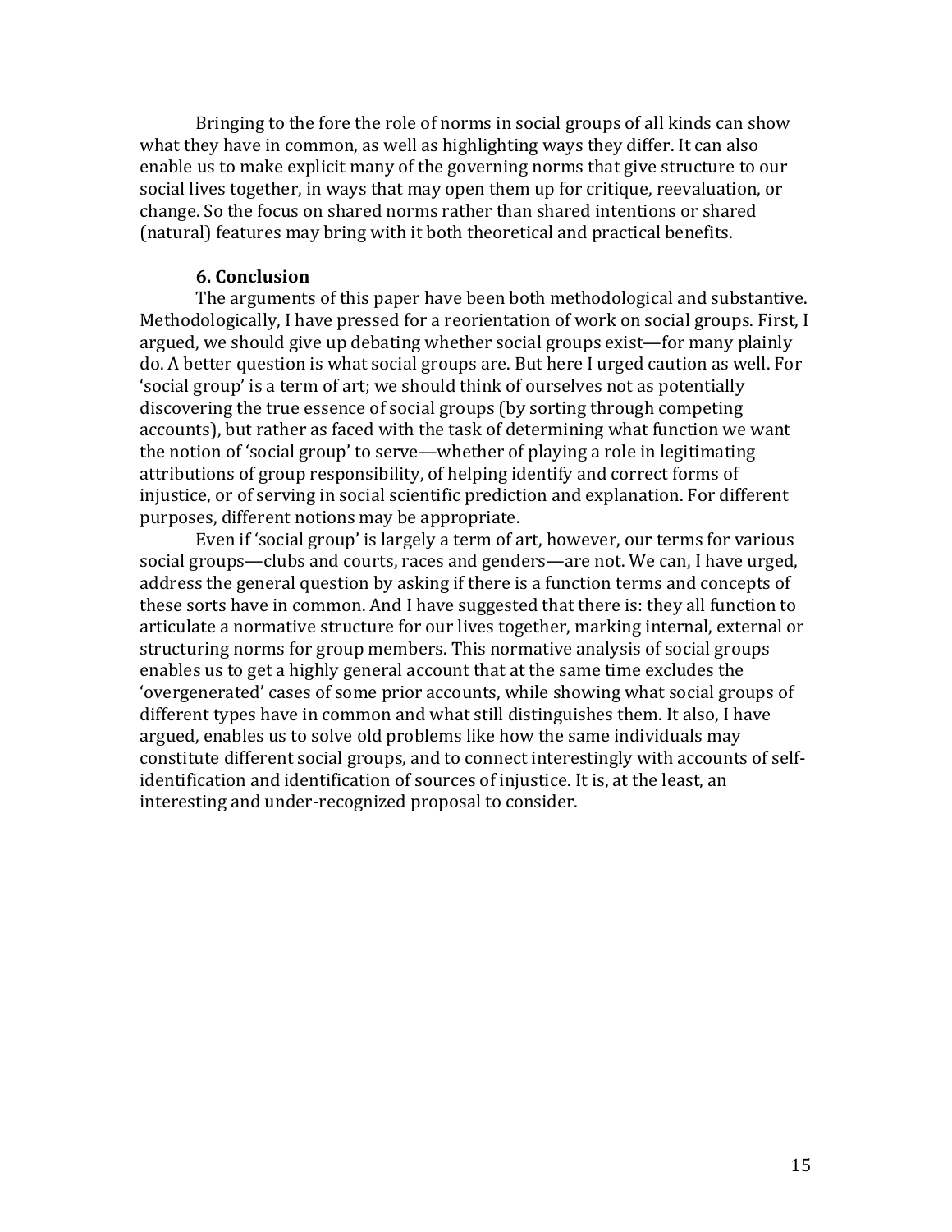Bringing to the fore the role of norms in social groups of all kinds can show what they have in common, as well as highlighting ways they differ. It can also enable us to make explicit many of the governing norms that give structure to our social lives together, in ways that may open them up for critique, reevaluation, or change. So the focus on shared norms rather than shared intentions or shared (natural) features may bring with it both theoretical and practical benefits.

### 6. Conclusion

The arguments of this paper have been both methodological and substantive. Methodologically, I have pressed for a reorientation of work on social groups. First, I argued, we should give up debating whether social groups exist—for many plainly do. A better question is what social groups are. But here I urged caution as well. For 'social group' is a term of art; we should think of ourselves not as potentially discovering the true essence of social groups (by sorting through competing accounts), but rather as faced with the task of determining what function we want the notion of 'social group' to serve—whether of playing a role in legitimating attributions of group responsibility, of helping identify and correct forms of injustice, or of serving in social scientific prediction and explanation. For different purposes, different notions may be appropriate.

Even if 'social group' is largely a term of art, however, our terms for various social groups—clubs and courts, races and genders—are not. We can, I have urged, address the general question by asking if there is a function terms and concepts of these sorts have in common. And I have suggested that there is: they all function to articulate a normative structure for our lives together, marking internal, external or structuring norms for group members. This normative analysis of social groups enables us to get a highly general account that at the same time excludes the 'overgenerated' cases of some prior accounts, while showing what social groups of different types have in common and what still distinguishes them. It also, I have argued, enables us to solve old problems like how the same individuals may constitute different social groups, and to connect interestingly with accounts of self-identification and identification of sources of injustice. It is, at the least, an interesting and under-recognized proposal to consider.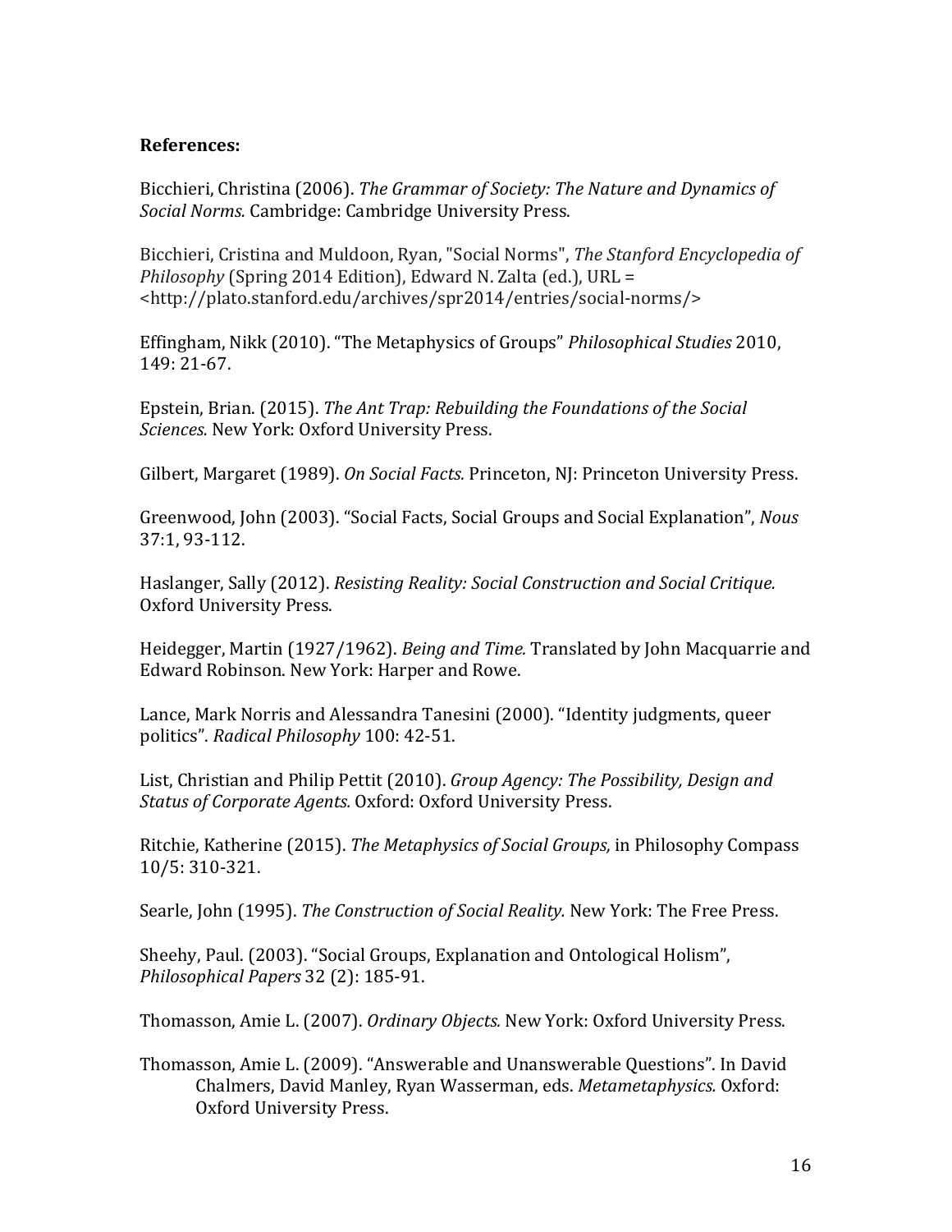**References:**

Bicchieri, Christina (2006). *The Grammar of Society: The Nature and Dynamics of Social Norms.* Cambridge: Cambridge University Press.

Bicchieri, Cristina and Muldoon, Ryan, "Social Norms", *The Stanford Encyclopedia of Philosophy* (Spring 2014 Edition), Edward N. Zalta (ed.), URL = <http://plato.stanford.edu/archives/spr2014/entries/social-norms/>

Effingham, Nikk (2010). "The Metaphysics of Groups" *Philosophical Studies* 2010, 149: 21-67.

Epstein, Brian. (2015). *The Ant Trap: Rebuilding the Foundations of the Social Sciences.* New York: Oxford University Press.

Gilbert, Margaret (1989). *On Social Facts.* Princeton, NJ: Princeton University Press.

Greenwood, John (2003). "Social Facts, Social Groups and Social Explanation", *Nous* 37:1, 93-112.

Haslanger, Sally (2012). *Resisting Reality: Social Construction and Social Critique.* Oxford University Press.

Heidegger, Martin (1927/1962). *Being and Time.* Translated by John Macquarrie and Edward Robinson. New York: Harper and Rowe.

Lance, Mark Norris and Alessandra Tanesini (2000). "Identity judgments, queer politics". *Radical Philosophy* 100: 42-51.

List, Christian and Philip Pettit (2010). *Group Agency: The Possibility, Design and Status of Corporate Agents.* Oxford: Oxford University Press.

Ritchie, Katherine (2015). *The Metaphysics of Social Groups,* in Philosophy Compass 10/5: 310-321.

Searle, John (1995). *The Construction of Social Reality.* New York: The Free Press.

Sheehy, Paul. (2003). "Social Groups, Explanation and Ontological Holism", *Philosophical Papers* 32 (2): 185-91.

Thomasson, Amie L. (2007). *Ordinary Objects.* New York: Oxford University Press.

Thomasson, Amie L. (2009). "Answerable and Unanswerable Questions". In David Chalmers, David Manley, Ryan Wasserman, eds. *Metametaphysics.* Oxford: Oxford University Press.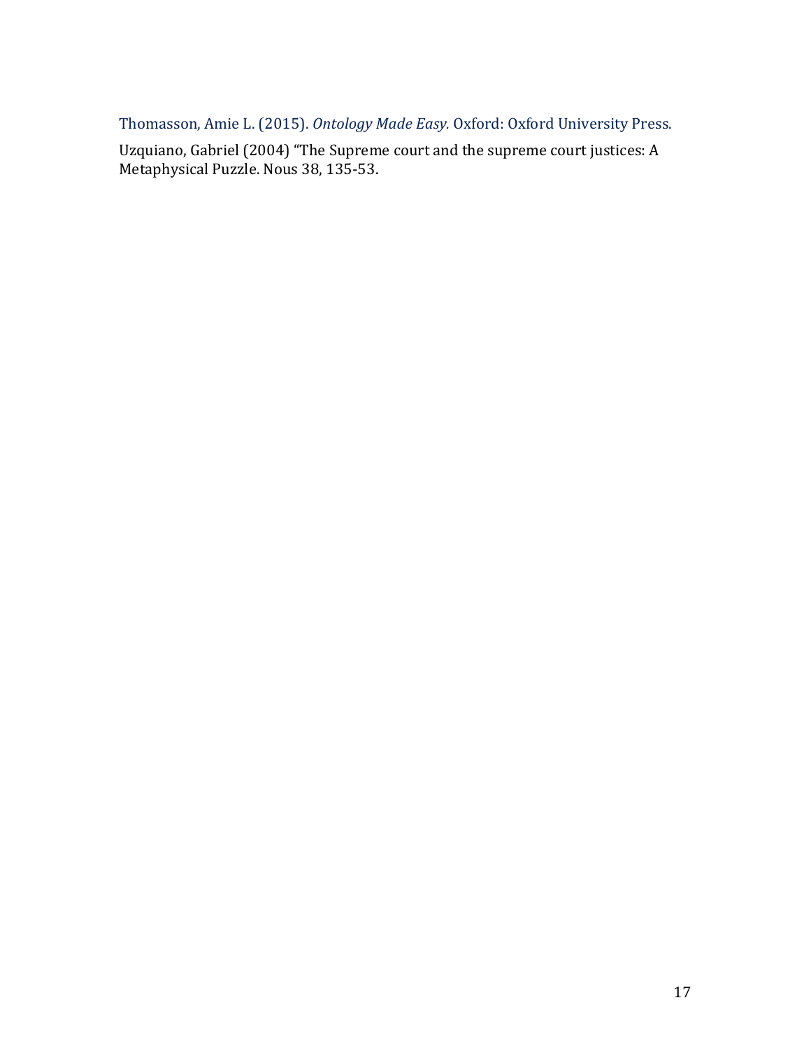Thomasson, Amie L. (2015). *Ontology Made Easy.* Oxford: Oxford University Press.

Uzquiano, Gabriel (2004) "The Supreme court and the supreme court justices: A Metaphysical Puzzle. Nous 38, 135-53.